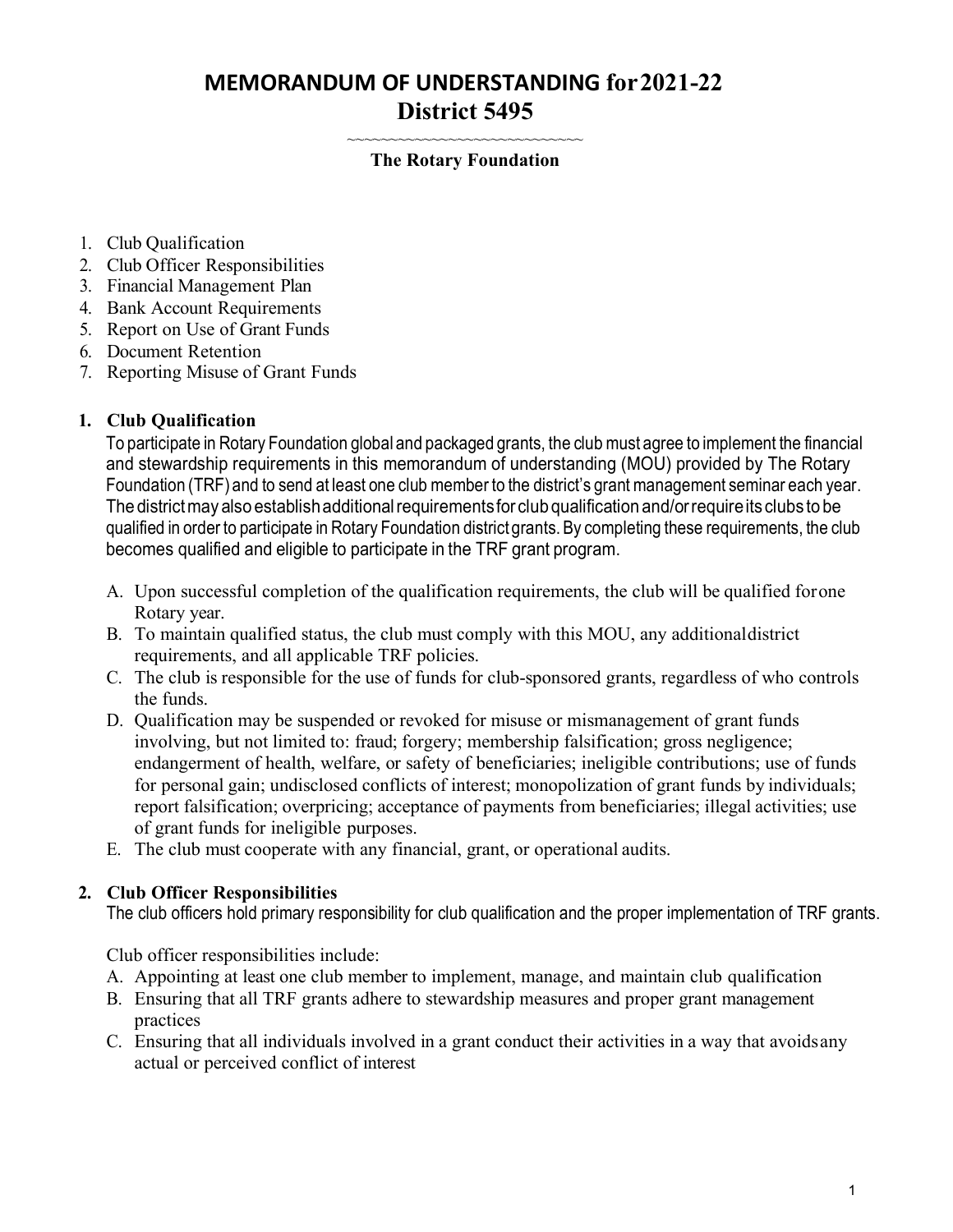# MEMORANDUM OF UNDERSTANDING for 2021-22
# District 5495

~~~~~~~~~~~~~~~~~~~~~~~~~~~~~~

### The Rotary Foundation

1. Club Qualification
2. Club Officer Responsibilities
3. Financial Management Plan
4. Bank Account Requirements
5. Report on Use of Grant Funds
6. Document Retention
7. Reporting Misuse of Grant Funds

## 1. Club Qualification

To participate in Rotary Foundation global and packaged grants, the club must agree to implement the financial and stewardship requirements in this memorandum of understanding (MOU) provided by The Rotary Foundation (TRF) and to send at least one club member to the district's grant management seminar each year. The district may also establish additional requirements for club qualification and/or require its clubs to be qualified in order to participate in Rotary Foundation district grants. By completing these requirements, the club becomes qualified and eligible to participate in the TRF grant program.

A. Upon successful completion of the qualification requirements, the club will be qualified for one Rotary year.
B. To maintain qualified status, the club must comply with this MOU, any additional district requirements, and all applicable TRF policies.
C. The club is responsible for the use of funds for club-sponsored grants, regardless of who controls the funds.
D. Qualification may be suspended or revoked for misuse or mismanagement of grant funds involving, but not limited to: fraud; forgery; membership falsification; gross negligence; endangerment of health, welfare, or safety of beneficiaries; ineligible contributions; use of funds for personal gain; undisclosed conflicts of interest; monopolization of grant funds by individuals; report falsification; overpricing; acceptance of payments from beneficiaries; illegal activities; use of grant funds for ineligible purposes.
E. The club must cooperate with any financial, grant, or operational audits.

## 2. Club Officer Responsibilities

The club officers hold primary responsibility for club qualification and the proper implementation of TRF grants.

Club officer responsibilities include:

A. Appointing at least one club member to implement, manage, and maintain club qualification
B. Ensuring that all TRF grants adhere to stewardship measures and proper grant management practices
C. Ensuring that all individuals involved in a grant conduct their activities in a way that avoids any actual or perceived conflict of interest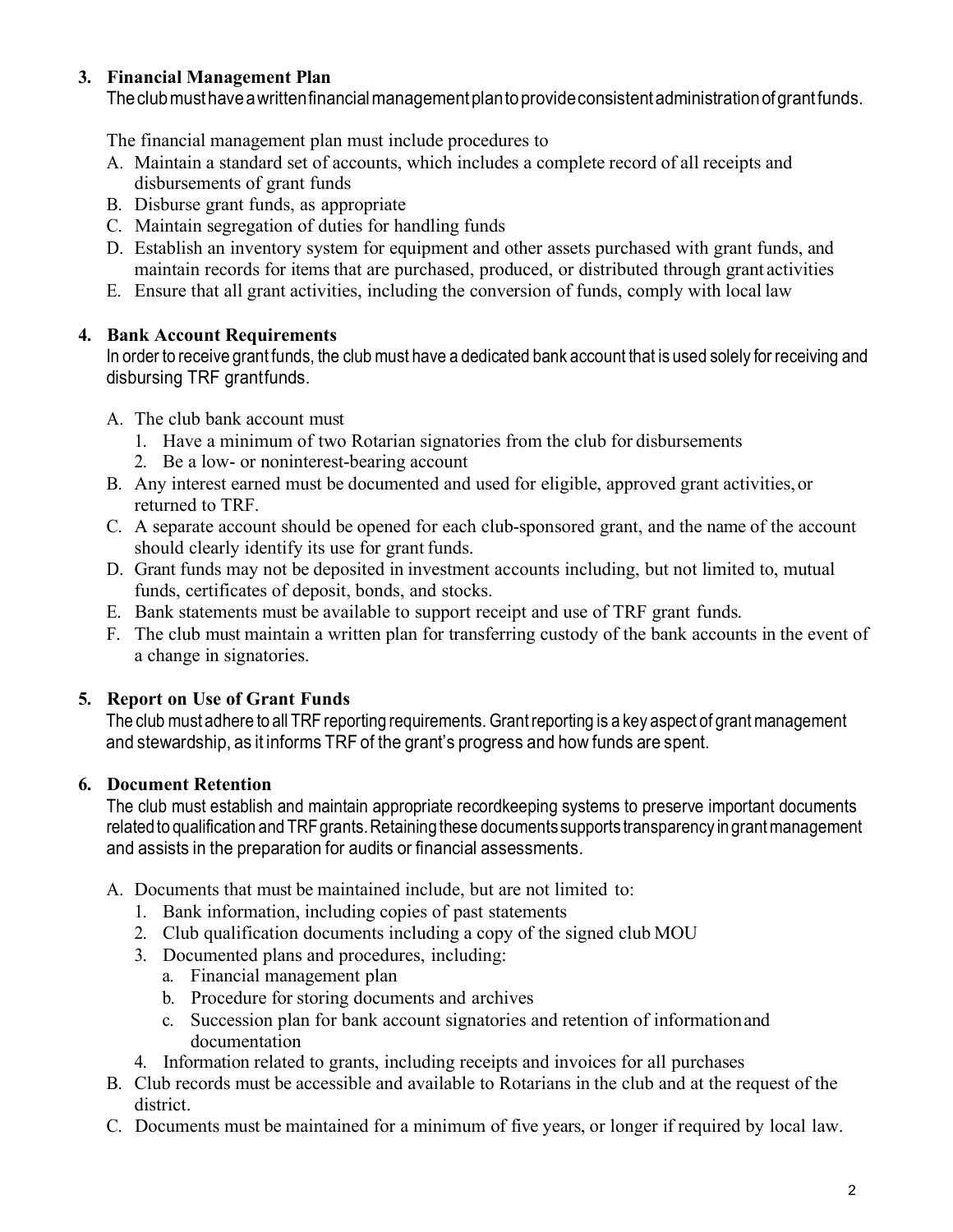### 3. Financial Management Plan

The club must have a written financial management plan to provide consistent administration of grant funds.

The financial management plan must include procedures to

A. Maintain a standard set of accounts, which includes a complete record of all receipts and disbursements of grant funds
B. Disburse grant funds, as appropriate
C. Maintain segregation of duties for handling funds
D. Establish an inventory system for equipment and other assets purchased with grant funds, and maintain records for items that are purchased, produced, or distributed through grant activities
E. Ensure that all grant activities, including the conversion of funds, comply with local law

### 4. Bank Account Requirements

In order to receive grant funds, the club must have a dedicated bank account that is used solely for receiving and disbursing TRF grant funds.

A. The club bank account must
   1. Have a minimum of two Rotarian signatories from the club for disbursements
   2. Be a low- or noninterest-bearing account
B. Any interest earned must be documented and used for eligible, approved grant activities, or returned to TRF.
C. A separate account should be opened for each club-sponsored grant, and the name of the account should clearly identify its use for grant funds.
D. Grant funds may not be deposited in investment accounts including, but not limited to, mutual funds, certificates of deposit, bonds, and stocks.
E. Bank statements must be available to support receipt and use of TRF grant funds.
F. The club must maintain a written plan for transferring custody of the bank accounts in the event of a change in signatories.

### 5. Report on Use of Grant Funds

The club must adhere to all TRF reporting requirements. Grant reporting is a key aspect of grant management and stewardship, as it informs TRF of the grant's progress and how funds are spent.

### 6. Document Retention

The club must establish and maintain appropriate recordkeeping systems to preserve important documents related to qualification and TRF grants. Retaining these documents supports transparency in grant management and assists in the preparation for audits or financial assessments.

A. Documents that must be maintained include, but are not limited to:
   1. Bank information, including copies of past statements
   2. Club qualification documents including a copy of the signed club MOU
   3. Documented plans and procedures, including:
      a. Financial management plan
      b. Procedure for storing documents and archives
      c. Succession plan for bank account signatories and retention of information and documentation
   4. Information related to grants, including receipts and invoices for all purchases
B. Club records must be accessible and available to Rotarians in the club and at the request of the district.
C. Documents must be maintained for a minimum of five years, or longer if required by local law.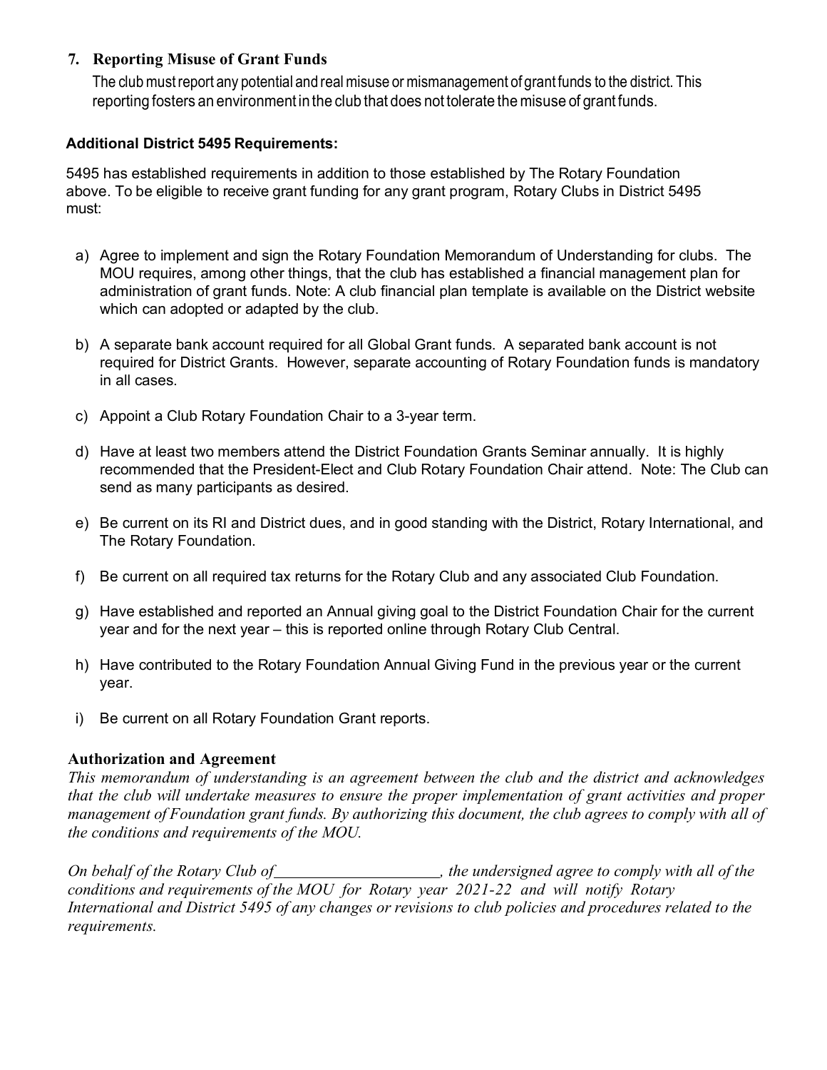## 7. Reporting Misuse of Grant Funds

The club must report any potential and real misuse or mismanagement of grant funds to the district. This reporting fosters an environment in the club that does not tolerate the misuse of grant funds.

### Additional District 5495 Requirements:

5495 has established requirements in addition to those established by The Rotary Foundation above. To be eligible to receive grant funding for any grant program, Rotary Clubs in District 5495 must:

a) Agree to implement and sign the Rotary Foundation Memorandum of Understanding for clubs. The MOU requires, among other things, that the club has established a financial management plan for administration of grant funds. Note: A club financial plan template is available on the District website which can adopted or adapted by the club.

b) A separate bank account required for all Global Grant funds. A separated bank account is not required for District Grants. However, separate accounting of Rotary Foundation funds is mandatory in all cases.

c) Appoint a Club Rotary Foundation Chair to a 3-year term.

d) Have at least two members attend the District Foundation Grants Seminar annually. It is highly recommended that the President-Elect and Club Rotary Foundation Chair attend. Note: The Club can send as many participants as desired.

e) Be current on its RI and District dues, and in good standing with the District, Rotary International, and The Rotary Foundation.

f) Be current on all required tax returns for the Rotary Club and any associated Club Foundation.

g) Have established and reported an Annual giving goal to the District Foundation Chair for the current year and for the next year – this is reported online through Rotary Club Central.

h) Have contributed to the Rotary Foundation Annual Giving Fund in the previous year or the current year.

i) Be current on all Rotary Foundation Grant reports.

## Authorization and Agreement

*This memorandum of understanding is an agreement between the club and the district and acknowledges that the club will undertake measures to ensure the proper implementation of grant activities and proper management of Foundation grant funds. By authorizing this document, the club agrees to comply with all of the conditions and requirements of the MOU.*

*On behalf of the Rotary Club of\_\_\_\_\_\_\_\_\_\_\_\_\_\_\_\_\_\_\_\_, the undersigned agree to comply with all of the conditions and requirements of the MOU for Rotary year 2021-22 and will notify Rotary International and District 5495 of any changes or revisions to club policies and procedures related to the requirements.*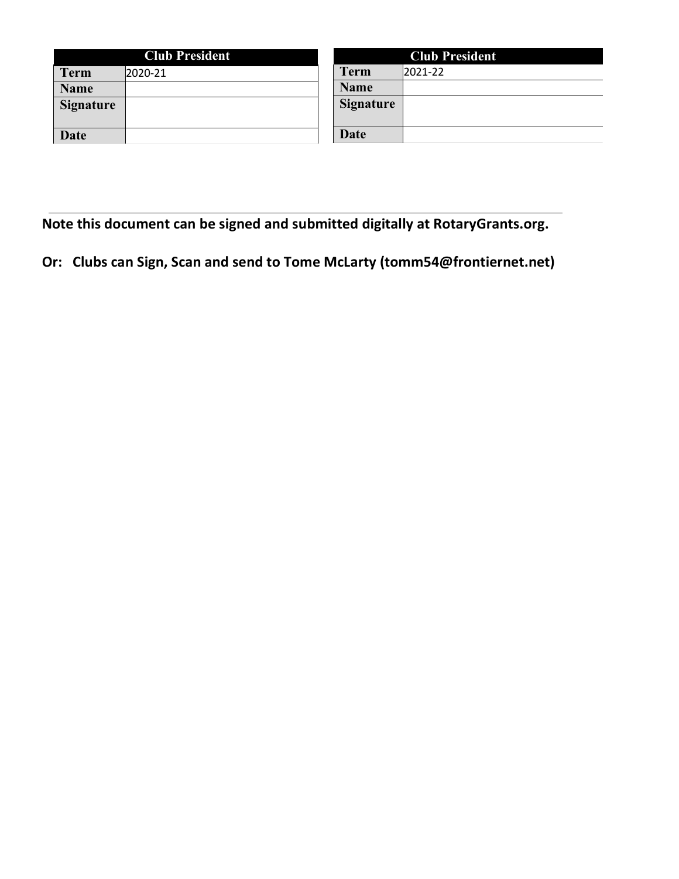| Club President | |
| --- | --- |
| Term | 2020-21 |
| Name | |
| Signature | |
| Date | |

| Club President | |
| --- | --- |
| Term | 2021-22 |
| Name | |
| Signature | |
| Date | |

---

**Note this document can be signed and submitted digitally at RotaryGrants.org.**

**Or: Clubs can Sign, Scan and send to Tome McLarty (tomm54@frontiernet.net)**